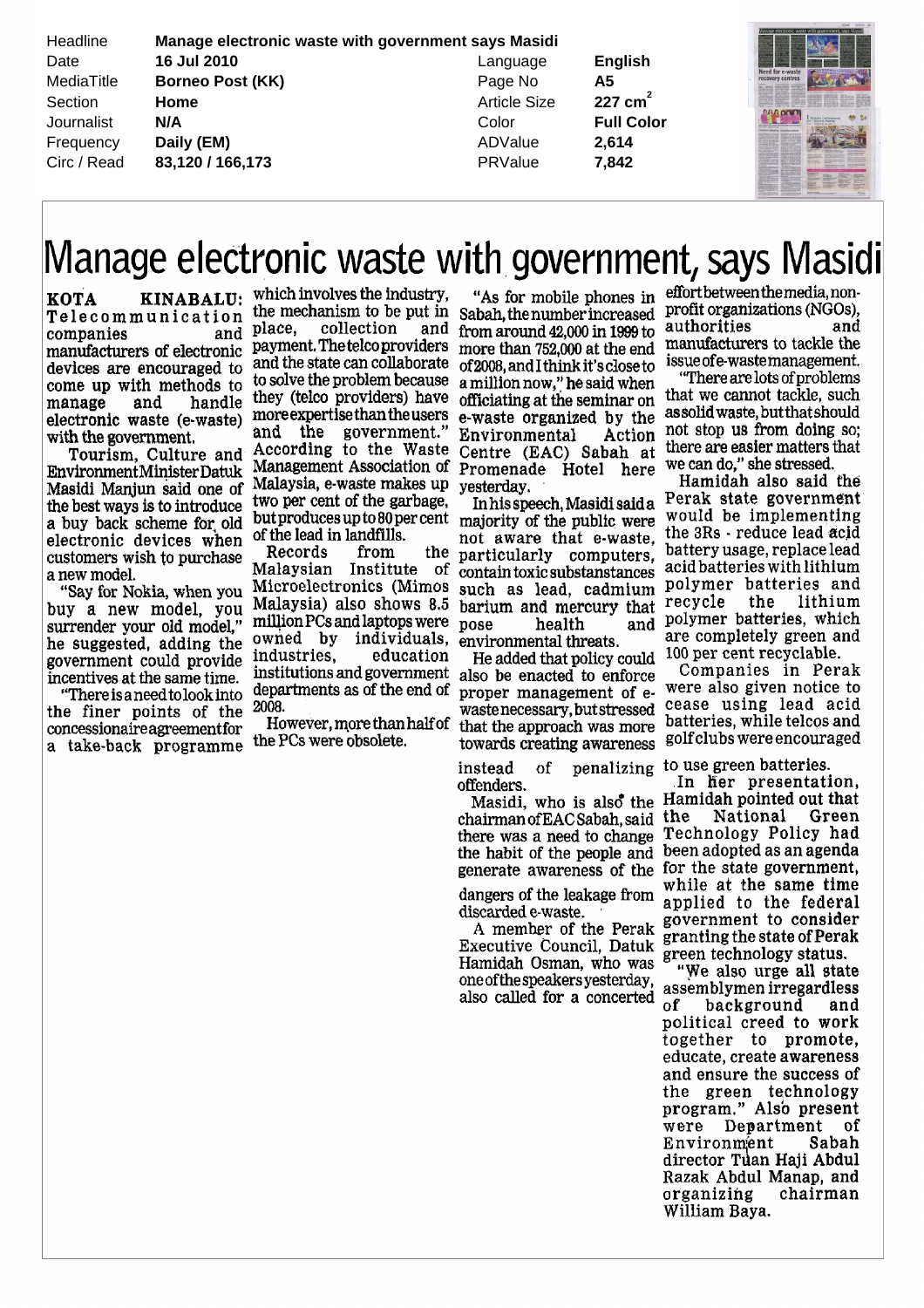| | | | |
|---|---|---|---|
| Headline | Manage electronic waste with government says Masidi | | |
| Date | 16 Jul 2010 | Language | English |
| MediaTitle | Borneo Post (KK) | Page No | A5 |
| Section | Home | Article Size | 227 $cm^2$ |
| Journalist | N/A | Color | Full Color |
| Frequency | Daily (EM) | ADValue | 2,614 |
| Circ / Read | 83,120 / 166,173 | PRValue | 7,842 |

# Manage electronic waste with government, says Masidi

**KOTA KINABALU:** Telecommunication companies and manufacturers of electronic devices are encouraged to come up with methods to manage and handle electronic waste (e-waste) with the government.

Tourism, Culture and Environment Minister Datuk Masidi Manjun said one of the best ways is to introduce a buy back scheme for old electronic devices when customers wish to purchase a new model.

"Say for Nokia, when you buy a new model, you surrender your old model," he suggested, adding the government could provide incentives at the same time.

"There is a need to look into the finer points of the concessionaire agreement for a take-back programme which involves the industry, the mechanism to be put in place, collection and payment. The telco providers and the state can collaborate to solve the problem because they (telco providers) have more expertise than the users and the government."

According to the Waste Management Association of Malaysia, e-waste makes up two per cent of the garbage, but produces up to 80 per cent of the lead in landfills.

Records from the Malaysian Institute of Microelectronics (Mimos Malaysia) also shows 8.5 million PCs and laptops were owned by individuals, industries, education institutions and government departments as of the end of 2008.

However, more than half of the PCs were obsolete.

"As for mobile phones in Sabah, the number increased from around 42,000 in 1999 to more than 752,000 at the end of 2008, and I think it's close to a million now," he said when officiating at the seminar on e-waste organized by the Environmental Action Centre (EAC) Sabah at Promenade Hotel here yesterday.

In his speech, Masidi said a majority of the public were not aware that e-waste, particularly computers, contain toxic substanstances such as lead, cadmium barium and mercury that pose health and environmental threats.

He added that policy could also be enacted to enforce proper management of e-waste necessary, but stressed that the approach was more towards creating awareness instead of penalizing offenders.

Masidi, who is also the chairman of EAC Sabah, said there was a need to change the habit of the people and generate awareness of the dangers of the leakage from discarded e-waste.

A member of the Perak Executive Council, Datuk Hamidah Osman, who was one of the speakers yesterday, also called for a concerted effort between the media, non-profit organizations (NGOs), authorities and manufacturers to tackle the issue of e-waste management.

"There are lots of problems that we cannot tackle, such as solid waste, but that should not stop us from doing so; there are easier matters that we can do," she stressed.

Hamidah also said the Perak state government would be implementing the 3Rs - reduce lead acid battery usage, replace lead acid batteries with lithium polymer batteries and recycle the lithium polymer batteries, which are completely green and 100 per cent recyclable.

Companies in Perak were also given notice to cease using lead acid batteries, while telcos and golf clubs were encouraged to use green batteries.

In her presentation, Hamidah pointed out that the National Green Technology Policy had been adopted as an agenda for the state government, while at the same time applied to the federal government to consider granting the state of Perak green technology status.

"We also urge all state assemblymen irregardless of background and political creed to work together to promote, educate, create awareness and ensure the success of the green technology program." Also present were Department of Environment Sabah director Tuan Haji Abdul Razak Abdul Manap, and organizing chairman William Baya.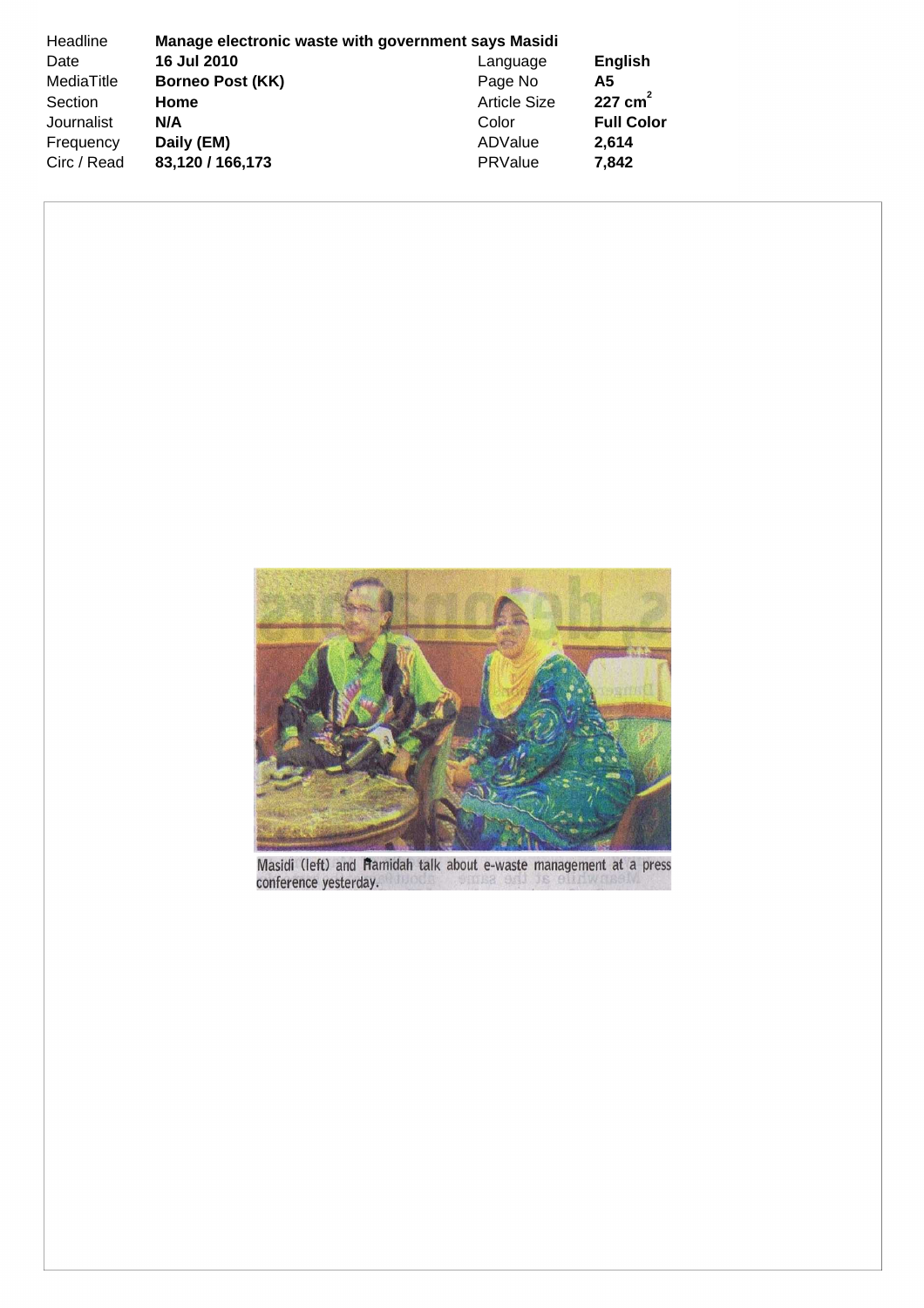| | | | |
|---|---|---|---|
| Headline | **Manage electronic waste with government says Masidi** | | |
| Date | **16 Jul 2010** | Language | **English** |
| MediaTitle | **Borneo Post (KK)** | Page No | **A5** |
| Section | **Home** | Article Size | **227 cm$^2$** |
| Journalist | **N/A** | Color | **Full Color** |
| Frequency | **Daily (EM)** | ADValue | **2,614** |
| Circ / Read | **83,120 / 166,173** | PRValue | **7,842** |

Masidi (left) and Ramidah talk about e-waste management at a press conference yesterday.